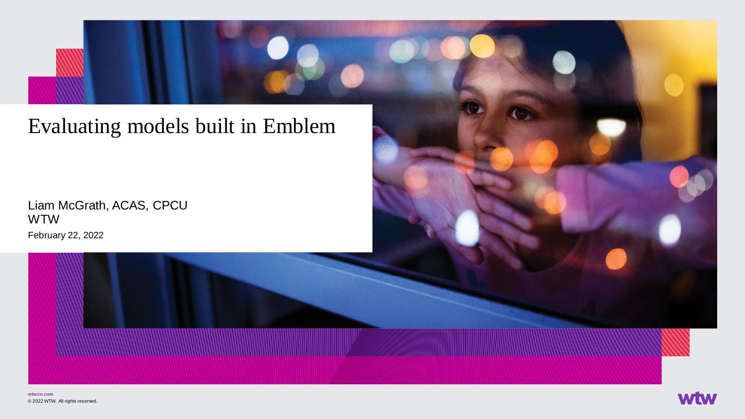# Evaluating models built in Emblem

Liam McGrath, ACAS, CPCU
WTW
February 22, 2022

wtwco.com
© 2022 WTW. All rights reserved.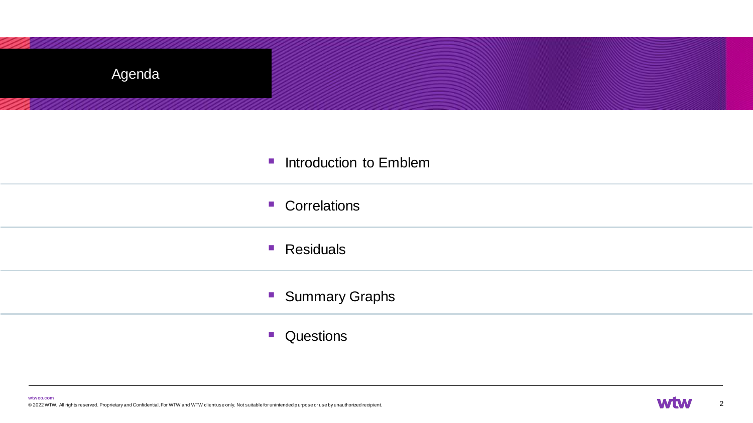# Agenda

- Introduction to Emblem
- Correlations
- Residuals
- Summary Graphs
- Questions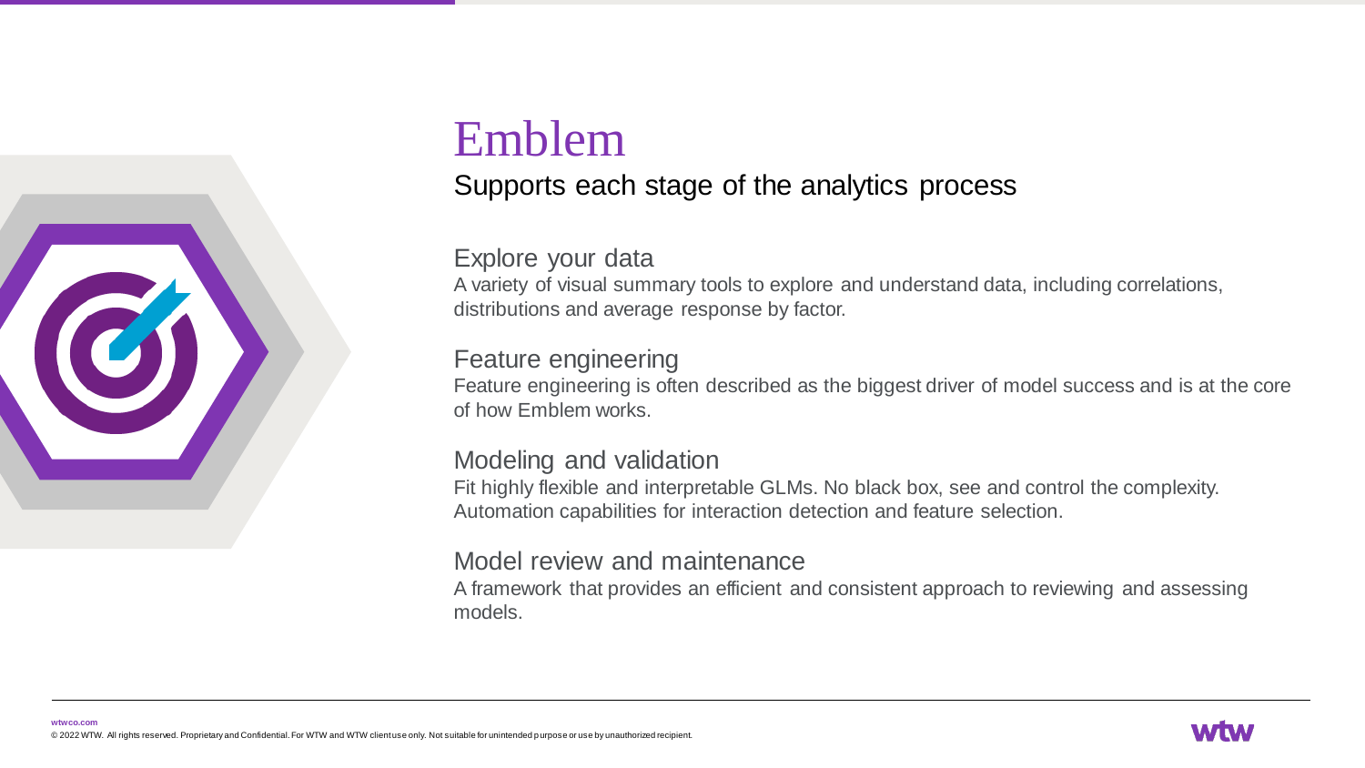# Emblem

## Supports each stage of the analytics process

### Explore your data

A variety of visual summary tools to explore and understand data, including correlations, distributions and average response by factor.

### Feature engineering

Feature engineering is often described as the biggest driver of model success and is at the core of how Emblem works.

### Modeling and validation

Fit highly flexible and interpretable GLMs. No black box, see and control the complexity. Automation capabilities for interaction detection and feature selection.

### Model review and maintenance

A framework that provides an efficient and consistent approach to reviewing and assessing models.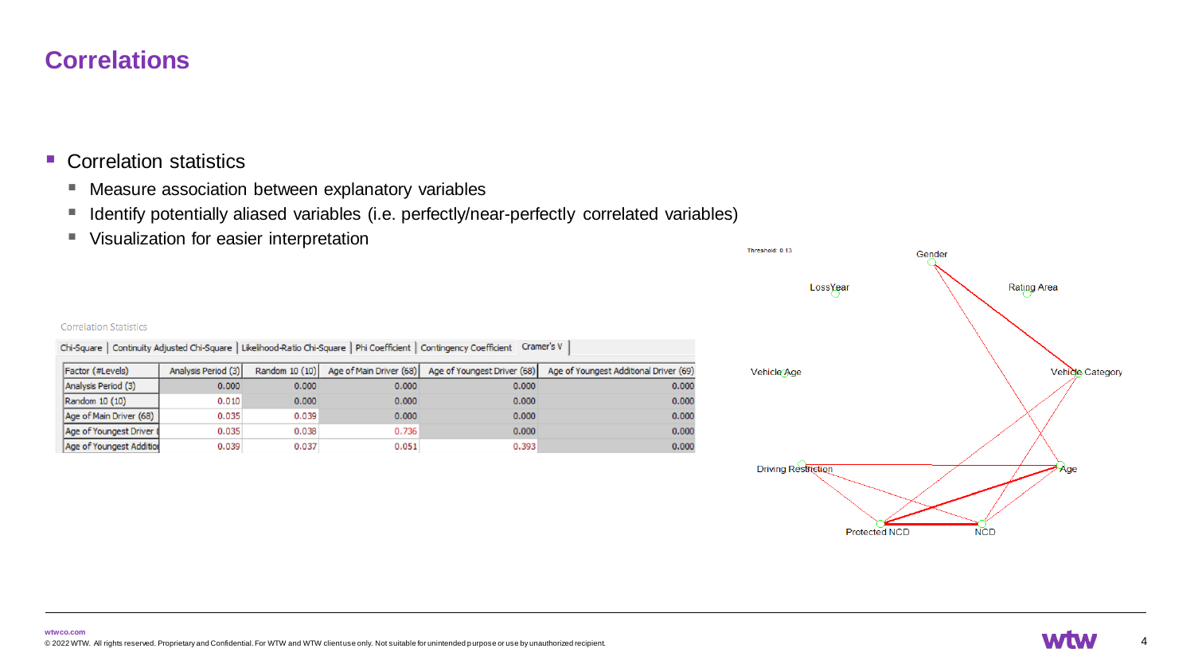# Correlations

- Correlation statistics
  - Measure association between explanatory variables
  - Identify potentially aliased variables (i.e. perfectly/near-perfectly correlated variables)
  - Visualization for easier interpretation

Correlation Statistics

Chi-Square | Continuity Adjusted Chi-Square | Likelihood-Ratio Chi-Square | Phi Coefficient | Contingency Coefficient | Cramer's V

| Factor (#Levels) | Analysis Period (3) | Random 10 (10) | Age of Main Driver (68) | Age of Youngest Driver (68) | Age of Youngest Additional Driver (69) |
|---|---|---|---|---|---|
| Analysis Period (3) | 0.000 | 0.000 | 0.000 | 0.000 | 0.000 |
| Random 10 (10) | 0.010 | 0.000 | 0.000 | 0.000 | 0.000 |
| Age of Main Driver (68) | 0.035 | 0.039 | 0.000 | 0.000 | 0.000 |
| Age of Youngest Driver ( | 0.035 | 0.038 | 0.736 | 0.000 | 0.000 |
| Age of Youngest Additio | 0.039 | 0.037 | 0.051 | 0.393 | 0.000 |

Threshold: 0.13

Gender, LossYear, Rating Area, Vehicle Age, Vehicle Category, Driving Restriction, Age, Protected NCD, NCD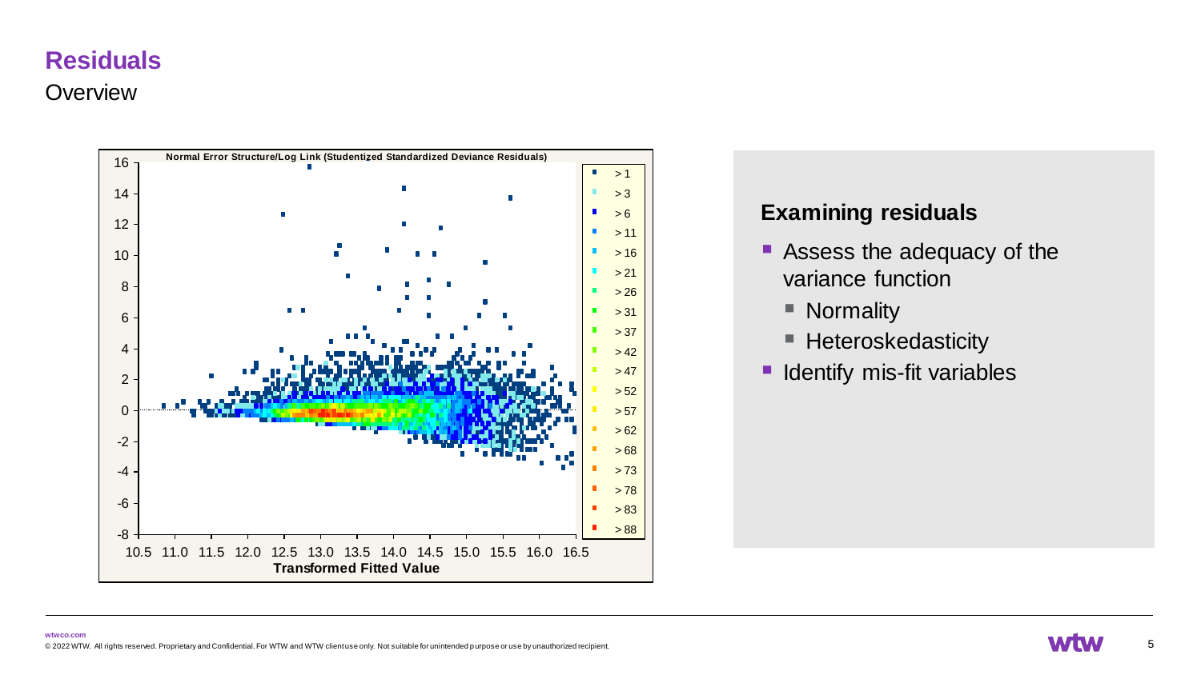# Residuals

## Overview

Normal Error Structure/Log Link (Studentized Standardized Deviance Residuals)

### Examining residuals

- Assess the adequacy of the variance function
  - Normality
  - Heteroskedasticity
- Identify mis-fit variables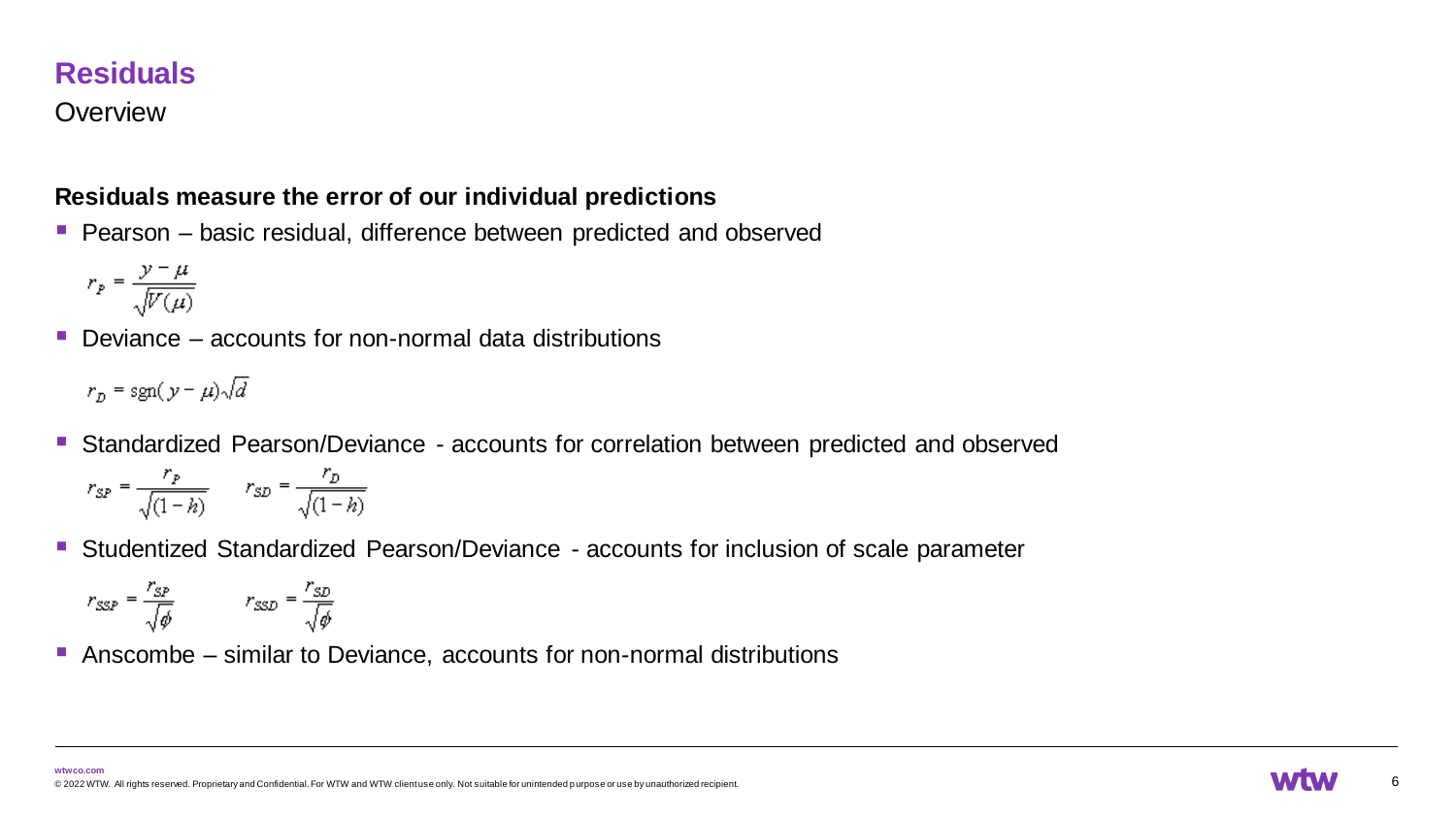# Residuals

## Overview

**Residuals measure the error of our individual predictions**

- Pearson – basic residual, difference between predicted and observed

$$r_P = \frac{y - \mu}{\sqrt{V(\mu)}}$$

- Deviance – accounts for non-normal data distributions

$$r_D = \text{sgn}(y - \mu)\sqrt{d}$$

- Standardized Pearson/Deviance - accounts for correlation between predicted and observed

$$r_{SP} = \frac{r_P}{\sqrt{(1-h)}} \qquad r_{SD} = \frac{r_D}{\sqrt{(1-h)}}$$

- Studentized Standardized Pearson/Deviance - accounts for inclusion of scale parameter

$$r_{SSP} = \frac{r_{SP}}{\sqrt{\phi}} \qquad r_{SSD} = \frac{r_{SD}}{\sqrt{\phi}}$$

- Anscombe – similar to Deviance, accounts for non-normal distributions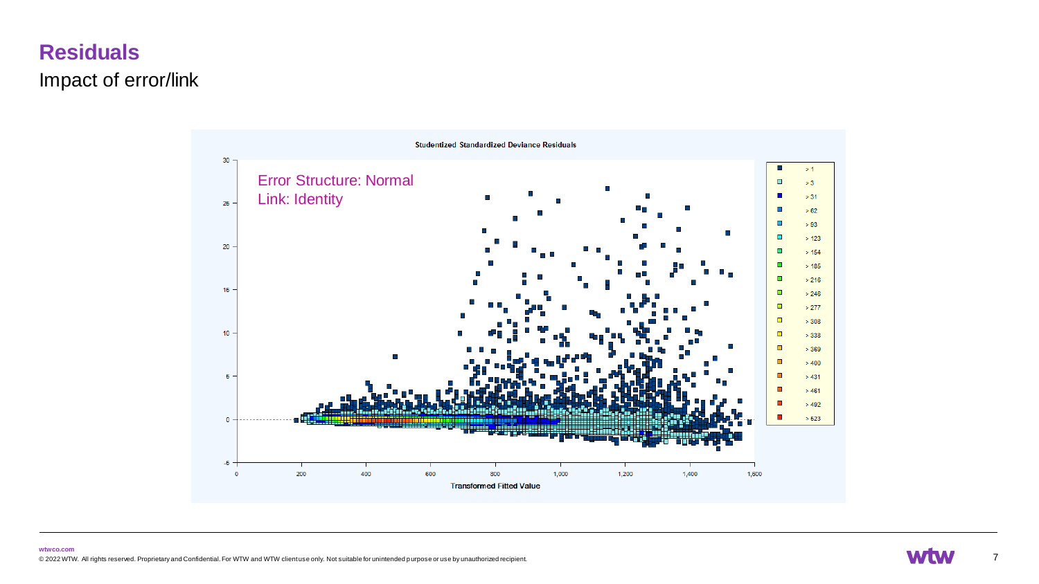# Residuals

## Impact of error/link

**Studentized Standardized Deviance Residuals**

Error Structure: Normal
Link: Identity

Legend: > 1, > 3, > 31, > 62, > 93, > 123, > 154, > 185, > 216, > 246, > 277, > 308, > 338, > 369, > 400, > 431, > 461, > 492, > 523

**Transformed Fitted Value**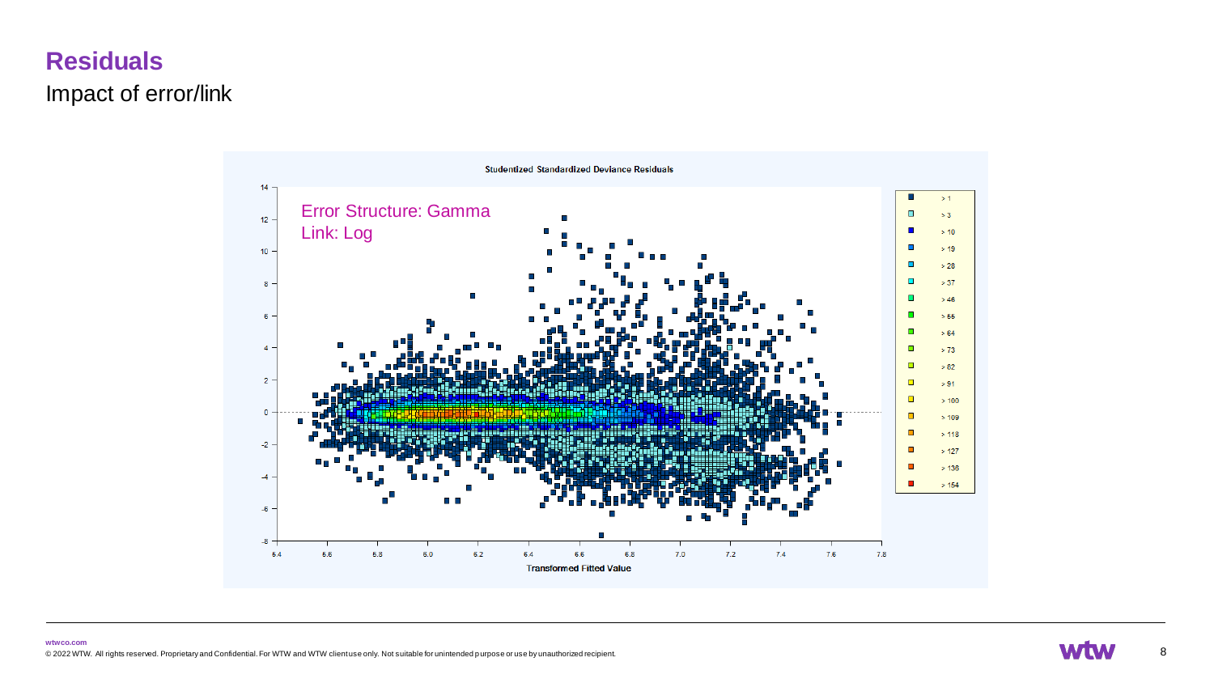# Residuals

## Impact of error/link

Studentized Standardized Deviance Residuals

Error Structure: Gamma
Link: Log

Transformed Fitted Value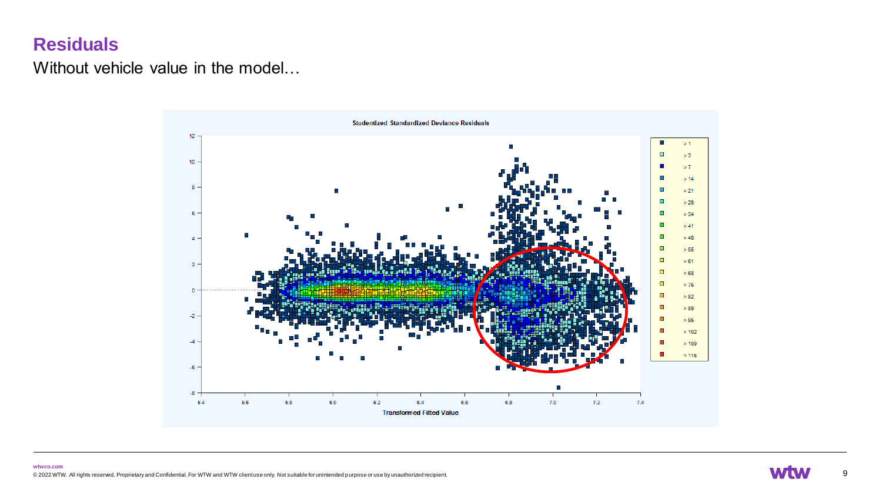# Residuals

Without vehicle value in the model…

**Studentized Standardized Deviance Residuals**

Transformed Fitted Value

| Legend |
| --- |
| > 1 |
| > 3 |
| > 7 |
| > 14 |
| > 21 |
| > 28 |
| > 34 |
| > 41 |
| > 48 |
| > 55 |
| > 61 |
| > 68 |
| > 75 |
| > 82 |
| > 89 |
| > 96 |
| > 102 |
| > 109 |
| > 116 |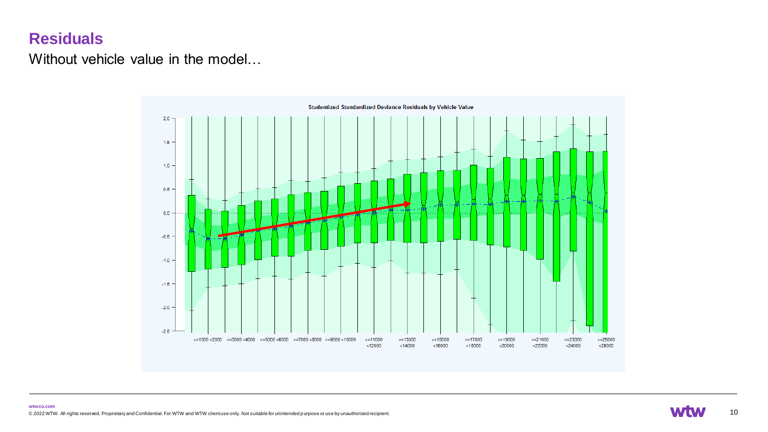# Residuals

Without vehicle value in the model…

**Studentized Standardized Deviance Residuals by Vehicle Value**

>=1000 <2000 >=3000 <4000 >=5000 <6000 >=7000 <8000 >=9000 <10000 >=11000 <12000 >=13000 <14000 >=15000 <16000 >=17000 <18000 >=19000 <20000 >=21000 <22000 >=23000 <24000 >=25000 <26000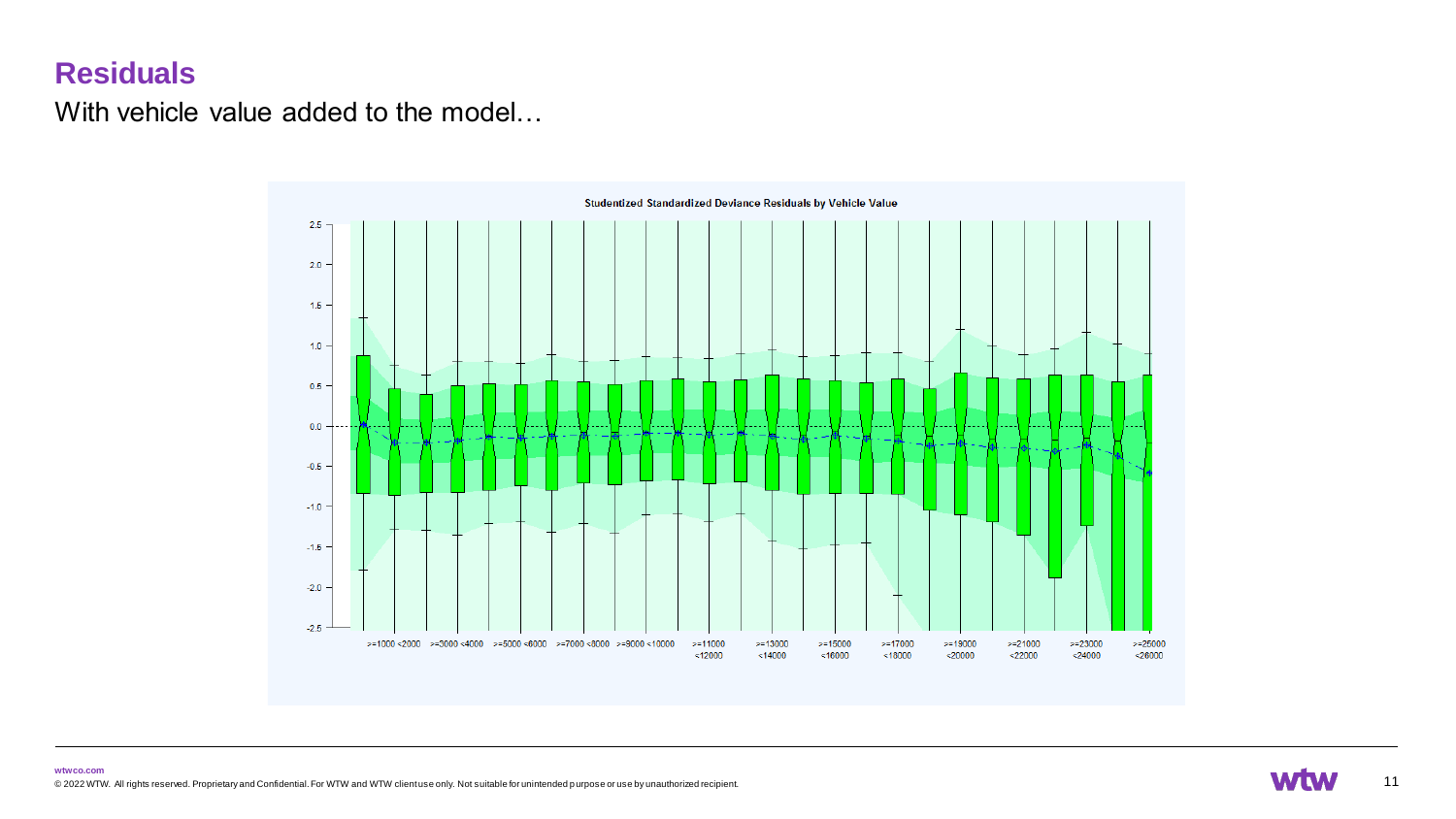# Residuals

With vehicle value added to the model…

**Studentized Standardized Deviance Residuals by Vehicle Value**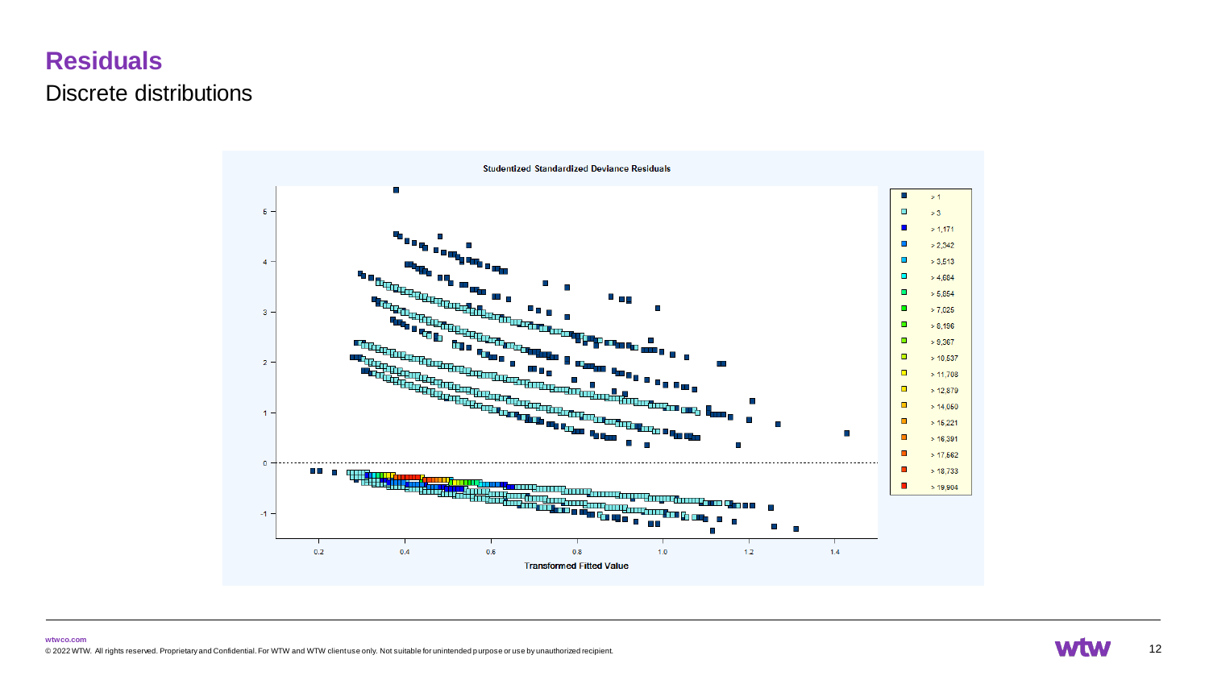# Residuals

## Discrete distributions

Studentized Standardized Deviance Residuals

Transformed Fitted Value

> 1
> 3
> 1,171
> 2,342
> 3,513
> 4,684
> 5,854
> 7,025
> 8,196
> 9,367
> 10,537
> 11,708
> 12,879
> 14,050
> 15,221
> 16,391
> 17,562
> 18,733
> 19,904

wtwco.com

© 2022 WTW. All rights reserved. Proprietary and Confidential. For WTW and WTW client use only. Not suitable for unintended purpose or use by unauthorized recipient.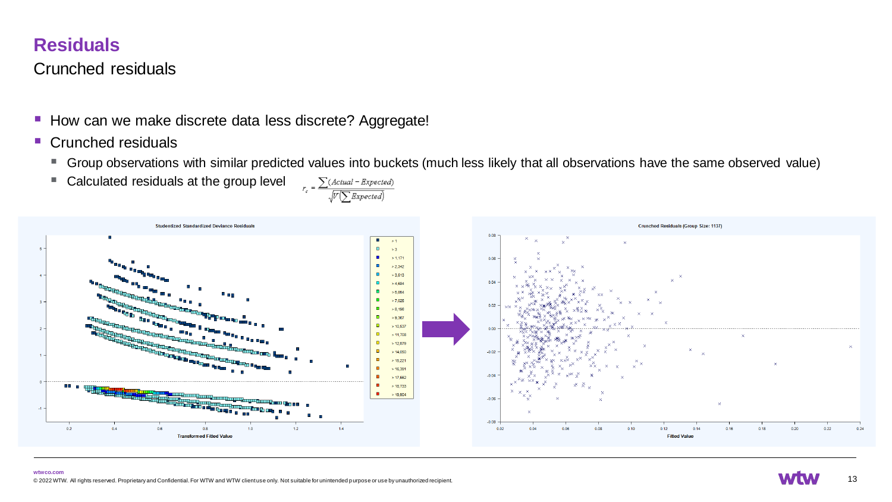# Residuals

## Crunched residuals

- How can we make discrete data less discrete? Aggregate!
- Crunched residuals
  - Group observations with similar predicted values into buckets (much less likely that all observations have the same observed value)
  - Calculated residuals at the group level $r_c = \frac{\sum(Actual - Expected)}{\sqrt{V\left(\sum Expected\right)}}$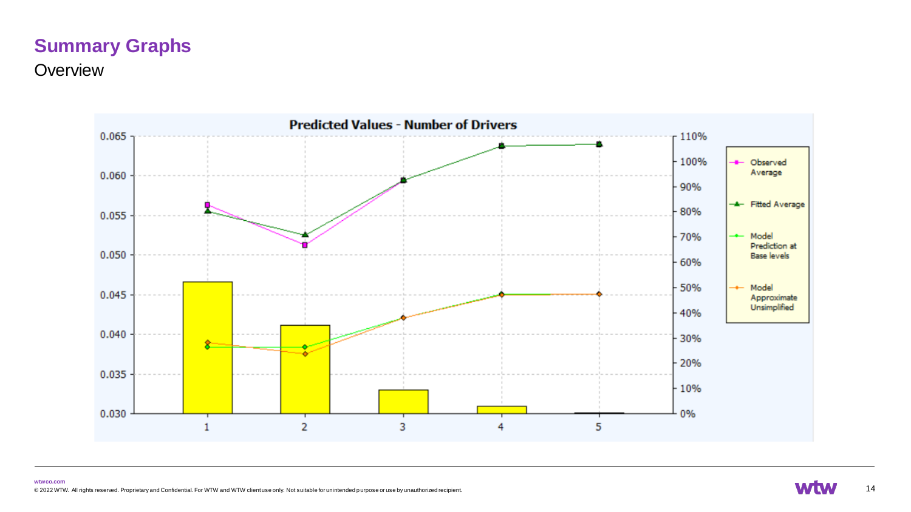# Summary Graphs

## Overview

**Predicted Values - Number of Drivers**

Legend: Observed Average; Fitted Average; Model Prediction at Base levels; Model Approximate Unsimplified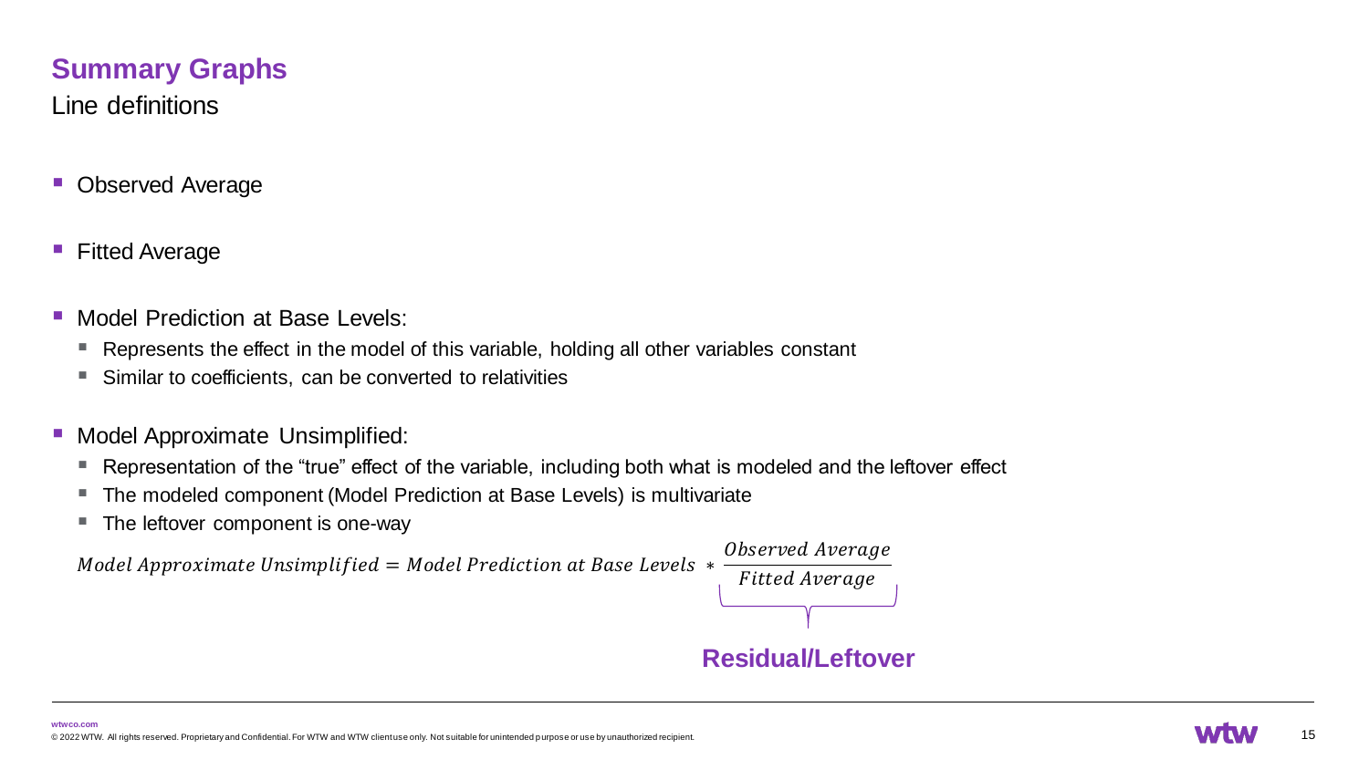## Summary Graphs

Line definitions

- Observed Average
- Fitted Average
- Model Prediction at Base Levels:
  - Represents the effect in the model of this variable, holding all other variables constant
  - Similar to coefficients, can be converted to relativities
- Model Approximate Unsimplified:
  - Representation of the "true" effect of the variable, including both what is modeled and the leftover effect
  - The modeled component (Model Prediction at Base Levels) is multivariate
  - The leftover component is one-way

$$Model\ Approximate\ Unsimplified = Model\ Prediction\ at\ Base\ Levels * \underbrace{\frac{Observed\ Average}{Fitted\ Average}}_{\textbf{Residual/Leftover}}$$

**Residual/Leftover**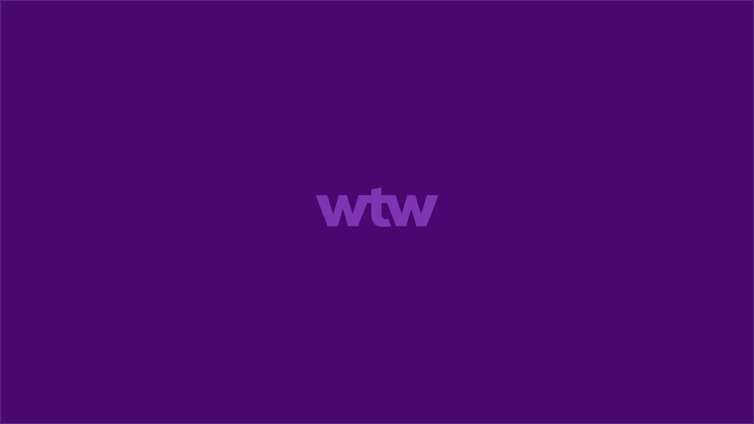wtw